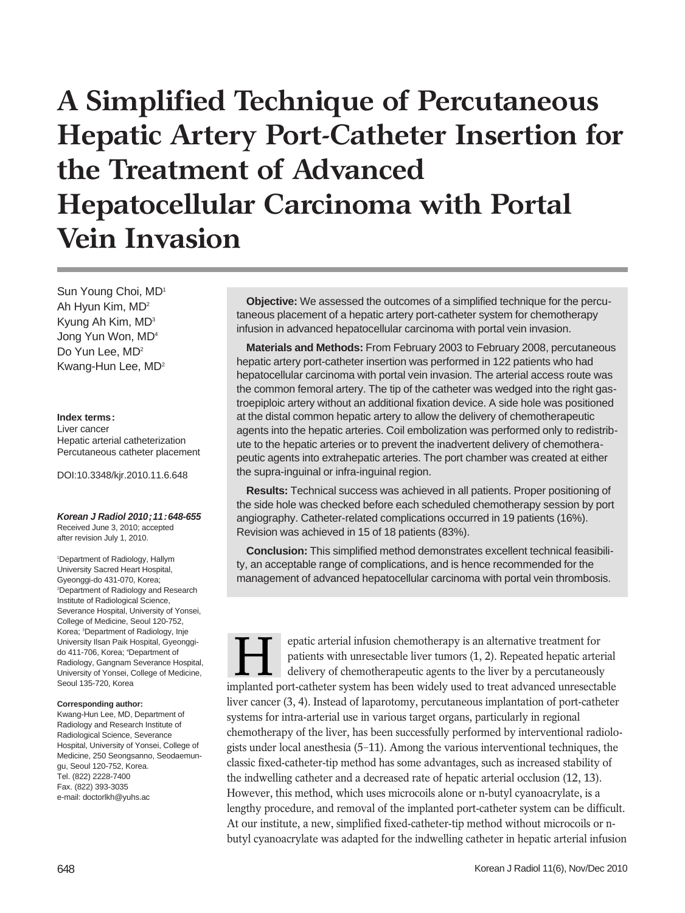# A Simplified Technique of Percutaneous Hepatic Artery Port-Catheter Insertion for the Treatment of Advanced Hepatocellular Carcinoma with Portal Vein Invasion

Sun Young Choi, MD[1]
Ah Hyun Kim, MD[2]
Kyung Ah Kim, MD[3]
Jong Yun Won, MD[4]
Do Yun Lee, MD[2]
Kwang-Hun Lee, MD[2]

**Index terms:**
Liver cancer
Hepatic arterial catheterization
Percutaneous catheter placement

DOI:10.3348/kjr.2010.11.6.648

***Korean J Radiol 2010;11:648-655***
Received June 3, 2010; accepted after revision July 1, 2010.

[1]Department of Radiology, Hallym University Sacred Heart Hospital, Gyeonggi-do 431-070, Korea; [2]Department of Radiology and Research Institute of Radiological Science, Severance Hospital, University of Yonsei, College of Medicine, Seoul 120-752, Korea; [3]Department of Radiology, Inje University Ilsan Paik Hospital, Gyeonggi-do 411-706, Korea; [4]Department of Radiology, Gangnam Severance Hospital, University of Yonsei, College of Medicine, Seoul 135-720, Korea

**Corresponding author:**
Kwang-Hun Lee, MD, Department of Radiology and Research Institute of Radiological Science, Severance Hospital, University of Yonsei, College of Medicine, 250 Seongsanno, Seodaemun-gu, Seoul 120-752, Korea.
Tel. (822) 2228-7400
Fax. (822) 393-3035
e-mail: doctorlkh@yuhs.ac

**Objective:** We assessed the outcomes of a simplified technique for the percutaneous placement of a hepatic artery port-catheter system for chemotherapy infusion in advanced hepatocellular carcinoma with portal vein invasion.

**Materials and Methods:** From February 2003 to February 2008, percutaneous hepatic artery port-catheter insertion was performed in 122 patients who had hepatocellular carcinoma with portal vein invasion. The arterial access route was the common femoral artery. The tip of the catheter was wedged into the right gastroepiploic artery without an additional fixation device. A side hole was positioned at the distal common hepatic artery to allow the delivery of chemotherapeutic agents into the hepatic arteries. Coil embolization was performed only to redistribute to the hepatic arteries or to prevent the inadvertent delivery of chemotherapeutic agents into extrahepatic arteries. The port chamber was created at either the supra-inguinal or infra-inguinal region.

**Results:** Technical success was achieved in all patients. Proper positioning of the side hole was checked before each scheduled chemotherapy session by port angiography. Catheter-related complications occurred in 19 patients (16%). Revision was achieved in 15 of 18 patients (83%).

**Conclusion:** This simplified method demonstrates excellent technical feasibility, an acceptable range of complications, and is hence recommended for the management of advanced hepatocellular carcinoma with portal vein thrombosis.

Hepatic arterial infusion chemotherapy is an alternative treatment for patients with unresectable liver tumors (1, 2). Repeated hepatic arterial delivery of chemotherapeutic agents to the liver by a percutaneously implanted port-catheter system has been widely used to treat advanced unresectable liver cancer (3, 4). Instead of laparotomy, percutaneous implantation of port-catheter systems for intra-arterial use in various target organs, particularly in regional chemotherapy of the liver, has been successfully performed by interventional radiologists under local anesthesia (5–11). Among the various interventional techniques, the classic fixed-catheter-tip method has some advantages, such as increased stability of the indwelling catheter and a decreased rate of hepatic arterial occlusion (12, 13). However, this method, which uses microcoils alone or n-butyl cyanoacrylate, is a lengthy procedure, and removal of the implanted port-catheter system can be difficult. At our institute, a new, simplified fixed-catheter-tip method without microcoils or n-butyl cyanoacrylate was adapted for the indwelling catheter in hepatic arterial infusion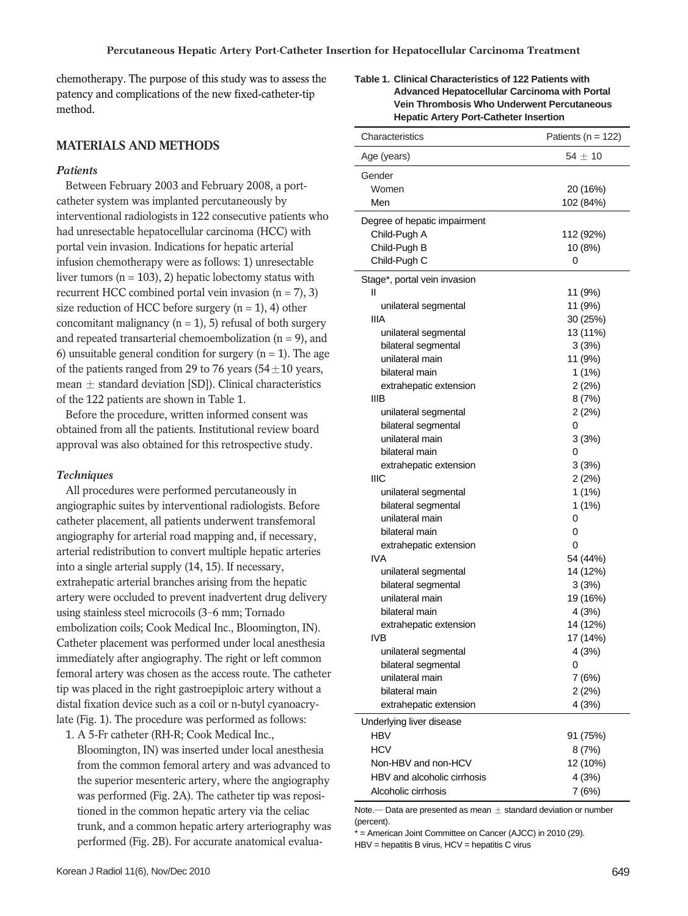chemotherapy. The purpose of this study was to assess the patency and complications of the new fixed-catheter-tip method.

## MATERIALS AND METHODS

### *Patients*

Between February 2003 and February 2008, a port-catheter system was implanted percutaneously by interventional radiologists in 122 consecutive patients who had unresectable hepatocellular carcinoma (HCC) with portal vein invasion. Indications for hepatic arterial infusion chemotherapy were as follows: 1) unresectable liver tumors (n = 103), 2) hepatic lobectomy status with recurrent HCC combined portal vein invasion (n = 7), 3) size reduction of HCC before surgery (n = 1), 4) other concomitant malignancy (n = 1), 5) refusal of both surgery and repeated transarterial chemoembolization (n = 9), and 6) unsuitable general condition for surgery (n = 1). The age of the patients ranged from 29 to 76 years ($54 \pm 10$ years, mean $\pm$ standard deviation [SD]). Clinical characteristics of the 122 patients are shown in Table 1.

Before the procedure, written informed consent was obtained from all the patients. Institutional review board approval was also obtained for this retrospective study.

### *Techniques*

All procedures were performed percutaneously in angiographic suites by interventional radiologists. Before catheter placement, all patients underwent transfemoral angiography for arterial road mapping and, if necessary, arterial redistribution to convert multiple hepatic arteries into a single arterial supply (14, 15). If necessary, extrahepatic arterial branches arising from the hepatic artery were occluded to prevent inadvertent drug delivery using stainless steel microcoils (3–6 mm; Tornado embolization coils; Cook Medical Inc., Bloomington, IN). Catheter placement was performed under local anesthesia immediately after angiography. The right or left common femoral artery was chosen as the access route. The catheter tip was placed in the right gastroepiploic artery without a distal fixation device such as a coil or n-butyl cyanoacrylate (Fig. 1). The procedure was performed as follows:

1. A 5-Fr catheter (RH-R; Cook Medical Inc., Bloomington, IN) was inserted under local anesthesia from the common femoral artery and was advanced to the superior mesenteric artery, where the angiography was performed (Fig. 2A). The catheter tip was repositioned in the common hepatic artery via the celiac trunk, and a common hepatic artery arteriography was performed (Fig. 2B). For accurate anatomical evalua-

**Table 1. Clinical Characteristics of 122 Patients with Advanced Hepatocellular Carcinoma with Portal Vein Thrombosis Who Underwent Percutaneous Hepatic Artery Port-Catheter Insertion**

| Characteristics | Patients (n = 122) |
|---|---|
| Age (years) | $54 \pm 10$ |
| Gender | |
| Women | 20 (16%) |
| Men | 102 (84%) |
| Degree of hepatic impairment | |
| Child-Pugh A | 112 (92%) |
| Child-Pugh B | 10 (8%) |
| Child-Pugh C | 0 |
| Stage*, portal vein invasion | |
| II | 11 (9%) |
| unilateral segmental | 11 (9%) |
| IIIA | 30 (25%) |
| unilateral segmental | 13 (11%) |
| bilateral segmental | 3 (3%) |
| unilateral main | 11 (9%) |
| bilateral main | 1 (1%) |
| extrahepatic extension | 2 (2%) |
| IIIB | 8 (7%) |
| unilateral segmental | 2 (2%) |
| bilateral segmental | 0 |
| unilateral main | 3 (3%) |
| bilateral main | 0 |
| extrahepatic extension | 3 (3%) |
| IIIC | 2 (2%) |
| unilateral segmental | 1 (1%) |
| bilateral segmental | 1 (1%) |
| unilateral main | 0 |
| bilateral main | 0 |
| extrahepatic extension | 0 |
| IVA | 54 (44%) |
| unilateral segmental | 14 (12%) |
| bilateral segmental | 3 (3%) |
| unilateral main | 19 (16%) |
| bilateral main | 4 (3%) |
| extrahepatic extension | 14 (12%) |
| IVB | 17 (14%) |
| unilateral segmental | 4 (3%) |
| bilateral segmental | 0 |
| unilateral main | 7 (6%) |
| bilateral main | 2 (2%) |
| extrahepatic extension | 4 (3%) |
| Underlying liver disease | |
| HBV | 91 (75%) |
| HCV | 8 (7%) |
| Non-HBV and non-HCV | 12 (10%) |
| HBV and alcoholic cirrhosis | 4 (3%) |
| Alcoholic cirrhosis | 7 (6%) |

Note.— Data are presented as mean $\pm$ standard deviation or number (percent).

* = American Joint Committee on Cancer (AJCC) in 2010 (29).

HBV = hepatitis B virus, HCV = hepatitis C virus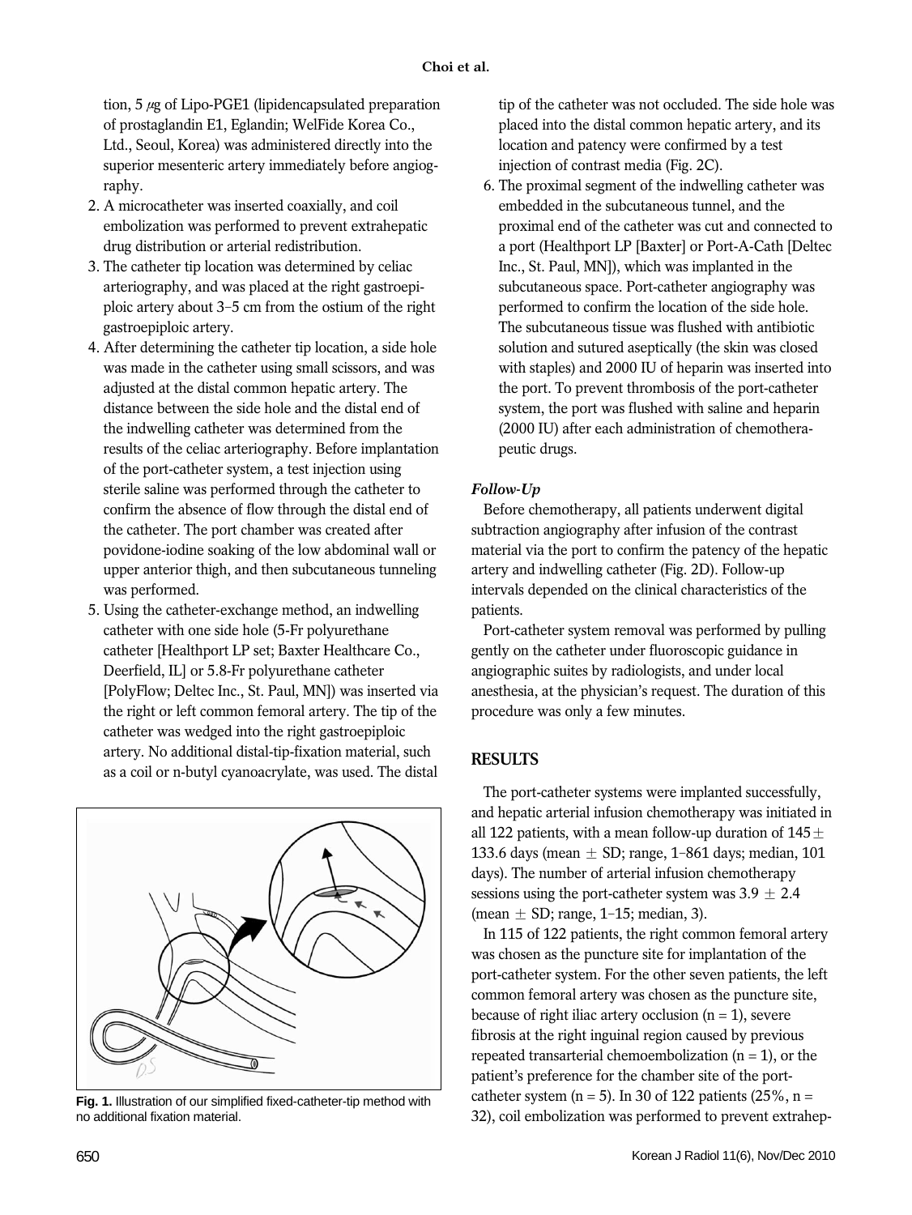tion, 5 μg of Lipo-PGE1 (lipidencapsulated preparation of prostaglandin E1, Eglandin; WelFide Korea Co., Ltd., Seoul, Korea) was administered directly into the superior mesenteric artery immediately before angiography.

2. A microcatheter was inserted coaxially, and coil embolization was performed to prevent extrahepatic drug distribution or arterial redistribution.
3. The catheter tip location was determined by celiac arteriography, and was placed at the right gastroepiploic artery about 3–5 cm from the ostium of the right gastroepiploic artery.
4. After determining the catheter tip location, a side hole was made in the catheter using small scissors, and was adjusted at the distal common hepatic artery. The distance between the side hole and the distal end of the indwelling catheter was determined from the results of the celiac arteriography. Before implantation of the port-catheter system, a test injection using sterile saline was performed through the catheter to confirm the absence of flow through the distal end of the catheter. The port chamber was created after povidone-iodine soaking of the low abdominal wall or upper anterior thigh, and then subcutaneous tunneling was performed.
5. Using the catheter-exchange method, an indwelling catheter with one side hole (5-Fr polyurethane catheter [Healthport LP set; Baxter Healthcare Co., Deerfield, IL] or 5.8-Fr polyurethane catheter [PolyFlow; Deltec Inc., St. Paul, MN]) was inserted via the right or left common femoral artery. The tip of the catheter was wedged into the right gastroepiploic artery. No additional distal-tip-fixation material, such as a coil or n-butyl cyanoacrylate, was used. The distal tip of the catheter was not occluded. The side hole was placed into the distal common hepatic artery, and its location and patency were confirmed by a test injection of contrast media (Fig. 2C).
6. The proximal segment of the indwelling catheter was embedded in the subcutaneous tunnel, and the proximal end of the catheter was cut and connected to a port (Healthport LP [Baxter] or Port-A-Cath [Deltec Inc., St. Paul, MN]), which was implanted in the subcutaneous space. Port-catheter angiography was performed to confirm the location of the side hole. The subcutaneous tissue was flushed with antibiotic solution and sutured aseptically (the skin was closed with staples) and 2000 IU of heparin was inserted into the port. To prevent thrombosis of the port-catheter system, the port was flushed with saline and heparin (2000 IU) after each administration of chemotherapeutic drugs.

Fig. 1. Illustration of our simplified fixed-catheter-tip method with no additional fixation material.

### *Follow-Up*

Before chemotherapy, all patients underwent digital subtraction angiography after infusion of the contrast material via the port to confirm the patency of the hepatic artery and indwelling catheter (Fig. 2D). Follow-up intervals depended on the clinical characteristics of the patients.

Port-catheter system removal was performed by pulling gently on the catheter under fluoroscopic guidance in angiographic suites by radiologists, and under local anesthesia, at the physician's request. The duration of this procedure was only a few minutes.

## RESULTS

The port-catheter systems were implanted successfully, and hepatic arterial infusion chemotherapy was initiated in all 122 patients, with a mean follow-up duration of 145 ± 133.6 days (mean ± SD; range, 1–861 days; median, 101 days). The number of arterial infusion chemotherapy sessions using the port-catheter system was 3.9 ± 2.4 (mean ± SD; range, 1–15; median, 3).

In 115 of 122 patients, the right common femoral artery was chosen as the puncture site for implantation of the port-catheter system. For the other seven patients, the left common femoral artery was chosen as the puncture site, because of right iliac artery occlusion (n = 1), severe fibrosis at the right inguinal region caused by previous repeated transarterial chemoembolization (n = 1), or the patient's preference for the chamber site of the port-catheter system (n = 5). In 30 of 122 patients (25%, n = 32), coil embolization was performed to prevent extrahep-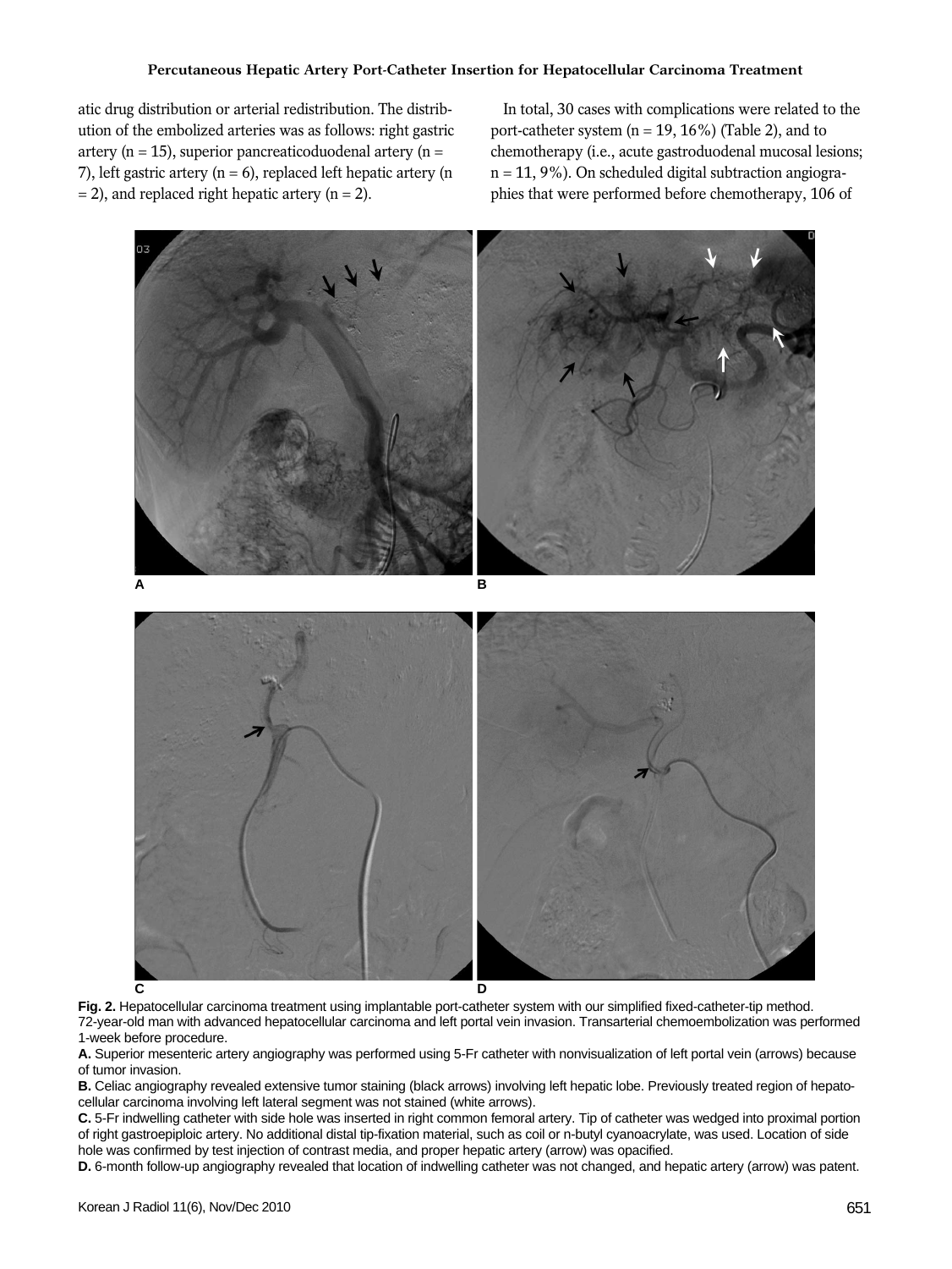atic drug distribution or arterial redistribution. The distribution of the embolized arteries was as follows: right gastric artery (n = 15), superior pancreaticoduodenal artery (n = 7), left gastric artery (n = 6), replaced left hepatic artery (n = 2), and replaced right hepatic artery (n = 2).

In total, 30 cases with complications were related to the port-catheter system (n = 19, 16%) (Table 2), and to chemotherapy (i.e., acute gastroduodenal mucosal lesions; n = 11, 9%). On scheduled digital subtraction angiographies that were performed before chemotherapy, 106 of

**Fig. 2.** Hepatocellular carcinoma treatment using implantable port-catheter system with our simplified fixed-catheter-tip method. 72-year-old man with advanced hepatocellular carcinoma and left portal vein invasion. Transarterial chemoembolization was performed 1-week before procedure.

**A.** Superior mesenteric artery angiography was performed using 5-Fr catheter with nonvisualization of left portal vein (arrows) because of tumor invasion.

**B.** Celiac angiography revealed extensive tumor staining (black arrows) involving left hepatic lobe. Previously treated region of hepatocellular carcinoma involving left lateral segment was not stained (white arrows).

**C.** 5-Fr indwelling catheter with side hole was inserted in right common femoral artery. Tip of catheter was wedged into proximal portion of right gastroepiploic artery. No additional distal tip-fixation material, such as coil or n-butyl cyanoacrylate, was used. Location of side hole was confirmed by test injection of contrast media, and proper hepatic artery (arrow) was opacified.

**D.** 6-month follow-up angiography revealed that location of indwelling catheter was not changed, and hepatic artery (arrow) was patent.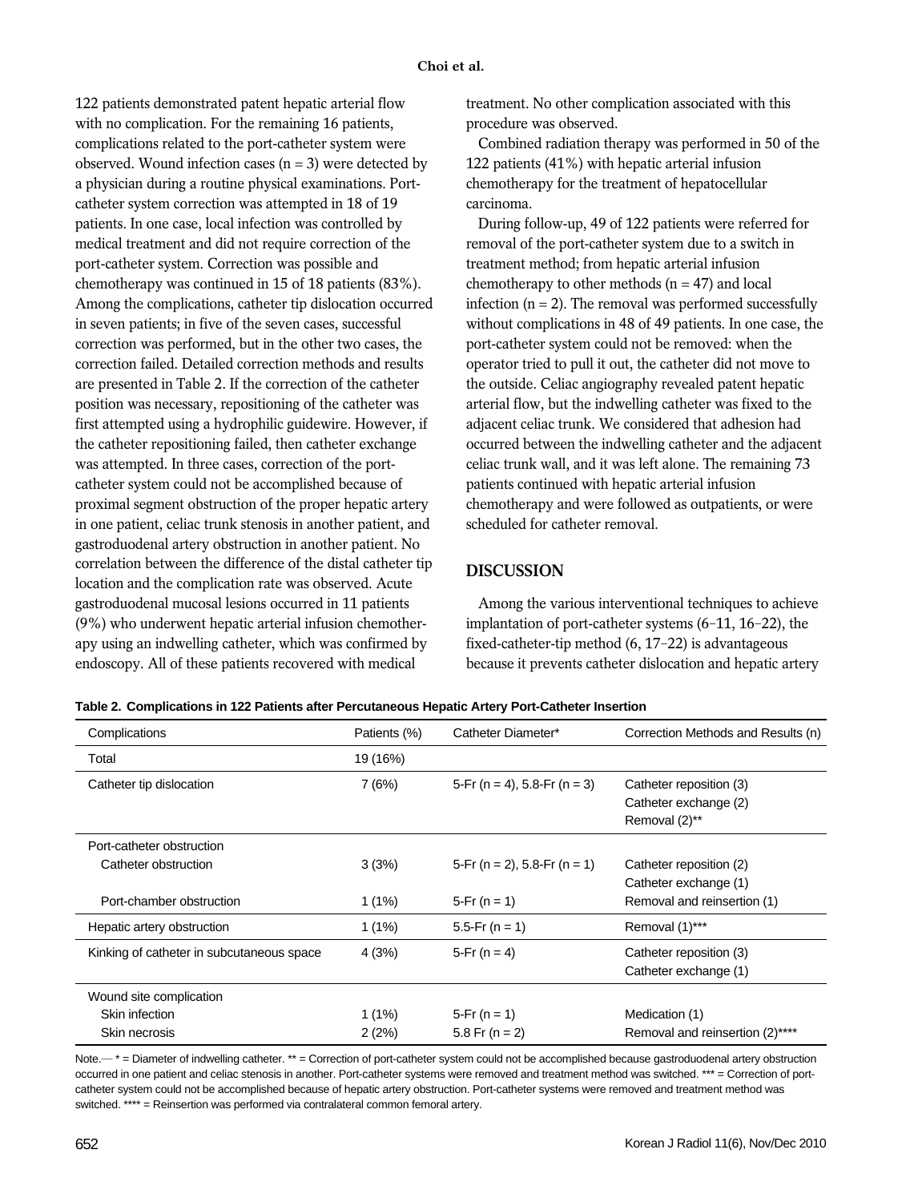122 patients demonstrated patent hepatic arterial flow with no complication. For the remaining 16 patients, complications related to the port-catheter system were observed. Wound infection cases (n = 3) were detected by a physician during a routine physical examinations. Port-catheter system correction was attempted in 18 of 19 patients. In one case, local infection was controlled by medical treatment and did not require correction of the port-catheter system. Correction was possible and chemotherapy was continued in 15 of 18 patients (83%). Among the complications, catheter tip dislocation occurred in seven patients; in five of the seven cases, successful correction was performed, but in the other two cases, the correction failed. Detailed correction methods and results are presented in Table 2. If the correction of the catheter position was necessary, repositioning of the catheter was first attempted using a hydrophilic guidewire. However, if the catheter repositioning failed, then catheter exchange was attempted. In three cases, correction of the port-catheter system could not be accomplished because of proximal segment obstruction of the proper hepatic artery in one patient, celiac trunk stenosis in another patient, and gastroduodenal artery obstruction in another patient. No correlation between the difference of the distal catheter tip location and the complication rate was observed. Acute gastroduodenal mucosal lesions occurred in 11 patients (9%) who underwent hepatic arterial infusion chemotherapy using an indwelling catheter, which was confirmed by endoscopy. All of these patients recovered with medical treatment. No other complication associated with this procedure was observed.

Combined radiation therapy was performed in 50 of the 122 patients (41%) with hepatic arterial infusion chemotherapy for the treatment of hepatocellular carcinoma.

During follow-up, 49 of 122 patients were referred for removal of the port-catheter system due to a switch in treatment method; from hepatic arterial infusion chemotherapy to other methods (n = 47) and local infection (n = 2). The removal was performed successfully without complications in 48 of 49 patients. In one case, the port-catheter system could not be removed: when the operator tried to pull it out, the catheter did not move to the outside. Celiac angiography revealed patent hepatic arterial flow, but the indwelling catheter was fixed to the adjacent celiac trunk. We considered that adhesion had occurred between the indwelling catheter and the adjacent celiac trunk wall, and it was left alone. The remaining 73 patients continued with hepatic arterial infusion chemotherapy and were followed as outpatients, or were scheduled for catheter removal.

## DISCUSSION

Among the various interventional techniques to achieve implantation of port-catheter systems (6–11, 16–22), the fixed-catheter-tip method (6, 17–22) is advantageous because it prevents catheter dislocation and hepatic artery

**Table 2. Complications in 122 Patients after Percutaneous Hepatic Artery Port-Catheter Insertion**

| Complications | Patients (%) | Catheter Diameter* | Correction Methods and Results (n) |
|---|---|---|---|
| Total | 19 (16%) | | |
| Catheter tip dislocation | 7 (6%) | 5-Fr (n = 4), 5.8-Fr (n = 3) | Catheter reposition (3)<br>Catheter exchange (2)<br>Removal (2)** |
| Port-catheter obstruction | | | |
| Catheter obstruction | 3 (3%) | 5-Fr (n = 2), 5.8-Fr (n = 1) | Catheter reposition (2)<br>Catheter exchange (1) |
| Port-chamber obstruction | 1 (1%) | 5-Fr (n = 1) | Removal and reinsertion (1) |
| Hepatic artery obstruction | 1 (1%) | 5.5-Fr (n = 1) | Removal (1)*** |
| Kinking of catheter in subcutaneous space | 4 (3%) | 5-Fr (n = 4) | Catheter reposition (3)<br>Catheter exchange (1) |
| Wound site complication | | | |
| Skin infection | 1 (1%) | 5-Fr (n = 1) | Medication (1) |
| Skin necrosis | 2 (2%) | 5.8 Fr (n = 2) | Removal and reinsertion (2)**** |

Note.— * = Diameter of indwelling catheter. ** = Correction of port-catheter system could not be accomplished because gastroduodenal artery obstruction occurred in one patient and celiac stenosis in another. Port-catheter systems were removed and treatment method was switched. *** = Correction of port-catheter system could not be accomplished because of hepatic artery obstruction. Port-catheter systems were removed and treatment method was switched. **** = Reinsertion was performed via contralateral common femoral artery.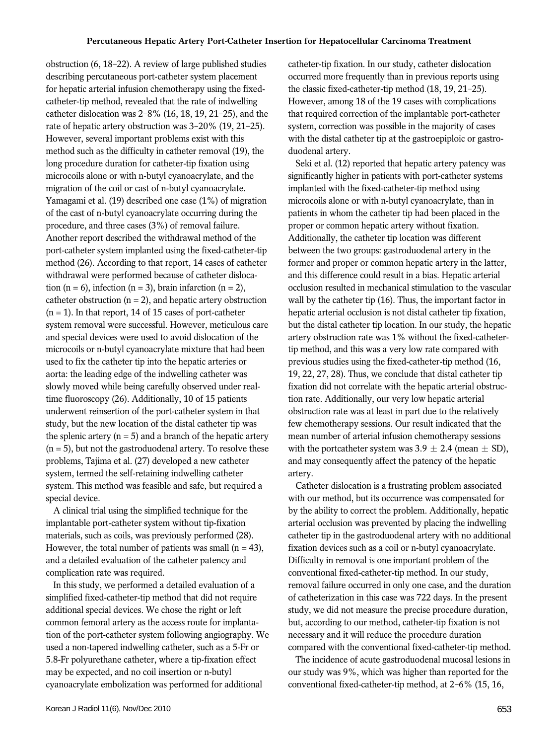obstruction (6, 18–22). A review of large published studies describing percutaneous port-catheter system placement for hepatic arterial infusion chemotherapy using the fixed-catheter-tip method, revealed that the rate of indwelling catheter dislocation was 2–8% (16, 18, 19, 21–25), and the rate of hepatic artery obstruction was 3–20% (19, 21–25). However, several important problems exist with this method such as the difficulty in catheter removal (19), the long procedure duration for catheter-tip fixation using microcoils alone or with n-butyl cyanoacrylate, and the migration of the coil or cast of n-butyl cyanoacrylate. Yamagami et al. (19) described one case (1%) of migration of the cast of n-butyl cyanoacrylate occurring during the procedure, and three cases (3%) of removal failure. Another report described the withdrawal method of the port-catheter system implanted using the fixed-catheter-tip method (26). According to that report, 14 cases of catheter withdrawal were performed because of catheter dislocation (n = 6), infection (n = 3), brain infarction (n = 2), catheter obstruction (n = 2), and hepatic artery obstruction (n = 1). In that report, 14 of 15 cases of port-catheter system removal were successful. However, meticulous care and special devices were used to avoid dislocation of the microcoils or n-butyl cyanoacrylate mixture that had been used to fix the catheter tip into the hepatic arteries or aorta: the leading edge of the indwelling catheter was slowly moved while being carefully observed under real-time fluoroscopy (26). Additionally, 10 of 15 patients underwent reinsertion of the port-catheter system in that study, but the new location of the distal catheter tip was the splenic artery (n = 5) and a branch of the hepatic artery (n = 5), but not the gastroduodenal artery. To resolve these problems, Tajima et al. (27) developed a new catheter system, termed the self-retaining indwelling catheter system. This method was feasible and safe, but required a special device.

A clinical trial using the simplified technique for the implantable port-catheter system without tip-fixation materials, such as coils, was previously performed (28). However, the total number of patients was small (n = 43), and a detailed evaluation of the catheter patency and complication rate was required.

In this study, we performed a detailed evaluation of a simplified fixed-catheter-tip method that did not require additional special devices. We chose the right or left common femoral artery as the access route for implantation of the port-catheter system following angiography. We used a non-tapered indwelling catheter, such as a 5-Fr or 5.8-Fr polyurethane catheter, where a tip-fixation effect may be expected, and no coil insertion or n-butyl cyanoacrylate embolization was performed for additional catheter-tip fixation. In our study, catheter dislocation occurred more frequently than in previous reports using the classic fixed-catheter-tip method (18, 19, 21–25). However, among 18 of the 19 cases with complications that required correction of the implantable port-catheter system, correction was possible in the majority of cases with the distal catheter tip at the gastroepiploic or gastroduodenal artery.

Seki et al. (12) reported that hepatic artery patency was significantly higher in patients with port-catheter systems implanted with the fixed-catheter-tip method using microcoils alone or with n-butyl cyanoacrylate, than in patients in whom the catheter tip had been placed in the proper or common hepatic artery without fixation. Additionally, the catheter tip location was different between the two groups: gastroduodenal artery in the former and proper or common hepatic artery in the latter, and this difference could result in a bias. Hepatic arterial occlusion resulted in mechanical stimulation to the vascular wall by the catheter tip (16). Thus, the important factor in hepatic arterial occlusion is not distal catheter tip fixation, but the distal catheter tip location. In our study, the hepatic artery obstruction rate was 1% without the fixed-catheter-tip method, and this was a very low rate compared with previous studies using the fixed-catheter-tip method (16, 19, 22, 27, 28). Thus, we conclude that distal catheter tip fixation did not correlate with the hepatic arterial obstruction rate. Additionally, our very low hepatic arterial obstruction rate was at least in part due to the relatively few chemotherapy sessions. Our result indicated that the mean number of arterial infusion chemotherapy sessions with the portcatheter system was $3.9 \pm 2.4$ (mean $\pm$ SD), and may consequently affect the patency of the hepatic artery.

Catheter dislocation is a frustrating problem associated with our method, but its occurrence was compensated for by the ability to correct the problem. Additionally, hepatic arterial occlusion was prevented by placing the indwelling catheter tip in the gastroduodenal artery with no additional fixation devices such as a coil or n-butyl cyanoacrylate. Difficulty in removal is one important problem of the conventional fixed-catheter-tip method. In our study, removal failure occurred in only one case, and the duration of catheterization in this case was 722 days. In the present study, we did not measure the precise procedure duration, but, according to our method, catheter-tip fixation is not necessary and it will reduce the procedure duration compared with the conventional fixed-catheter-tip method.

The incidence of acute gastroduodenal mucosal lesions in our study was 9%, which was higher than reported for the conventional fixed-catheter-tip method, at 2–6% (15, 16,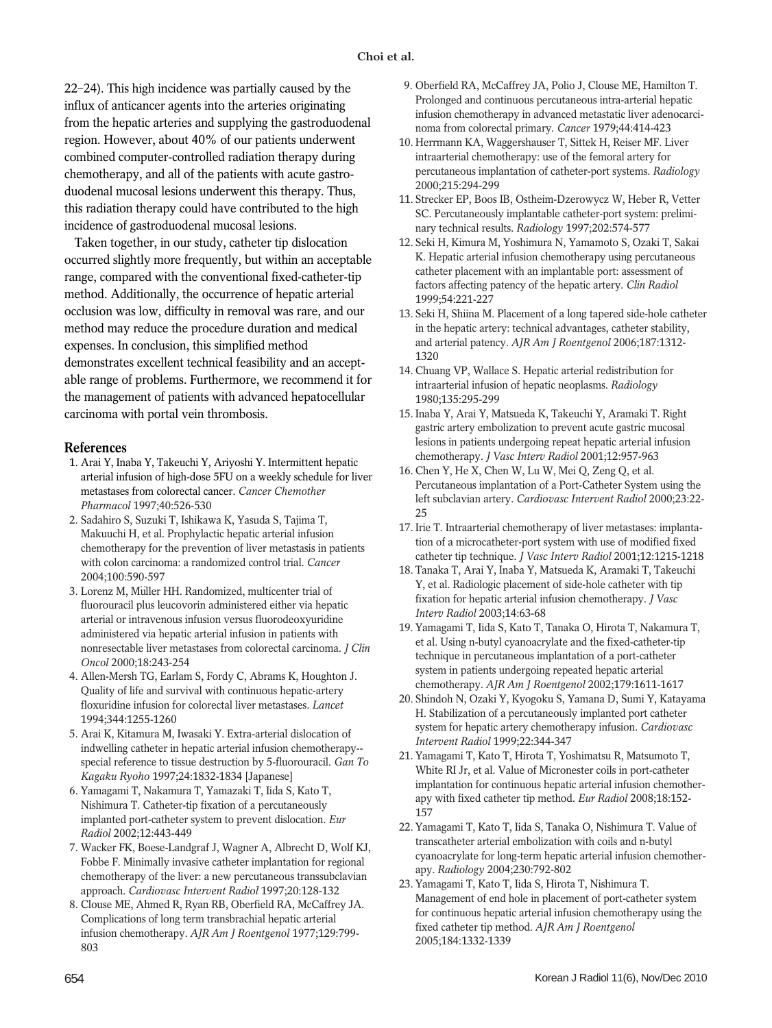22–24). This high incidence was partially caused by the influx of anticancer agents into the arteries originating from the hepatic arteries and supplying the gastroduodenal region. However, about 40% of our patients underwent combined computer-controlled radiation therapy during chemotherapy, and all of the patients with acute gastroduodenal mucosal lesions underwent this therapy. Thus, this radiation therapy could have contributed to the high incidence of gastroduodenal mucosal lesions.

Taken together, in our study, catheter tip dislocation occurred slightly more frequently, but within an acceptable range, compared with the conventional fixed-catheter-tip method. Additionally, the occurrence of hepatic arterial occlusion was low, difficulty in removal was rare, and our method may reduce the procedure duration and medical expenses. In conclusion, this simplified method demonstrates excellent technical feasibility and an acceptable range of problems. Furthermore, we recommend it for the management of patients with advanced hepatocellular carcinoma with portal vein thrombosis.

## References

1. Arai Y, Inaba Y, Takeuchi Y, Ariyoshi Y. Intermittent hepatic arterial infusion of high-dose 5FU on a weekly schedule for liver metastases from colorectal cancer. *Cancer Chemother Pharmacol* 1997;40:526-530
2. Sadahiro S, Suzuki T, Ishikawa K, Yasuda S, Tajima T, Makuuchi H, et al. Prophylactic hepatic arterial infusion chemotherapy for the prevention of liver metastasis in patients with colon carcinoma: a randomized control trial. *Cancer* 2004;100:590-597
3. Lorenz M, Müller HH. Randomized, multicenter trial of fluorouracil plus leucovorin administered either via hepatic arterial or intravenous infusion versus fluorodeoxyuridine administered via hepatic arterial infusion in patients with nonresectable liver metastases from colorectal carcinoma. *J Clin Oncol* 2000;18:243-254
4. Allen-Mersh TG, Earlam S, Fordy C, Abrams K, Houghton J. Quality of life and survival with continuous hepatic-artery floxuridine infusion for colorectal liver metastases. *Lancet* 1994;344:1255-1260
5. Arai K, Kitamura M, Iwasaki Y. Extra-arterial dislocation of indwelling catheter in hepatic arterial infusion chemotherapy--special reference to tissue destruction by 5-fluorouracil. *Gan To Kagaku Ryoho* 1997;24:1832-1834 [Japanese]
6. Yamagami T, Nakamura T, Yamazaki T, Iida S, Kato T, Nishimura T. Catheter-tip fixation of a percutaneously implanted port-catheter system to prevent dislocation. *Eur Radiol* 2002;12:443-449
7. Wacker FK, Boese-Landgraf J, Wagner A, Albrecht D, Wolf KJ, Fobbe F. Minimally invasive catheter implantation for regional chemotherapy of the liver: a new percutaneous transsubclavian approach. *Cardiovasc Intervent Radiol* 1997;20:128-132
8. Clouse ME, Ahmed R, Ryan RB, Oberfield RA, McCaffrey JA. Complications of long term transbrachial hepatic arterial infusion chemotherapy. *AJR Am J Roentgenol* 1977;129:799-803
9. Oberfield RA, McCaffrey JA, Polio J, Clouse ME, Hamilton T. Prolonged and continuous percutaneous intra-arterial hepatic infusion chemotherapy in advanced metastatic liver adenocarcinoma from colorectal primary. *Cancer* 1979;44:414-423
10. Herrmann KA, Waggershauser T, Sittek H, Reiser MF. Liver intraarterial chemotherapy: use of the femoral artery for percutaneous implantation of catheter-port systems. *Radiology* 2000;215:294-299
11. Strecker EP, Boos IB, Ostheim-Dzerowycz W, Heber R, Vetter SC. Percutaneously implantable catheter-port system: preliminary technical results. *Radiology* 1997;202:574-577
12. Seki H, Kimura M, Yoshimura N, Yamamoto S, Ozaki T, Sakai K. Hepatic arterial infusion chemotherapy using percutaneous catheter placement with an implantable port: assessment of factors affecting patency of the hepatic artery. *Clin Radiol* 1999;54:221-227
13. Seki H, Shiina M. Placement of a long tapered side-hole catheter in the hepatic artery: technical advantages, catheter stability, and arterial patency. *AJR Am J Roentgenol* 2006;187:1312-1320
14. Chuang VP, Wallace S. Hepatic arterial redistribution for intraarterial infusion of hepatic neoplasms. *Radiology* 1980;135:295-299
15. Inaba Y, Arai Y, Matsueda K, Takeuchi Y, Aramaki T. Right gastric artery embolization to prevent acute gastric mucosal lesions in patients undergoing repeat hepatic arterial infusion chemotherapy. *J Vasc Interv Radiol* 2001;12:957-963
16. Chen Y, He X, Chen W, Lu W, Mei Q, Zeng Q, et al. Percutaneous implantation of a Port-Catheter System using the left subclavian artery. *Cardiovasc Intervent Radiol* 2000;23:22-25
17. Irie T. Intraarterial chemotherapy of liver metastases: implantation of a microcatheter-port system with use of modified fixed catheter tip technique. *J Vasc Interv Radiol* 2001;12:1215-1218
18. Tanaka T, Arai Y, Inaba Y, Matsueda K, Aramaki T, Takeuchi Y, et al. Radiologic placement of side-hole catheter with tip fixation for hepatic arterial infusion chemotherapy. *J Vasc Interv Radiol* 2003;14:63-68
19. Yamagami T, Iida S, Kato T, Tanaka O, Hirota T, Nakamura T, et al. Using n-butyl cyanoacrylate and the fixed-catheter-tip technique in percutaneous implantation of a port-catheter system in patients undergoing repeated hepatic arterial chemotherapy. *AJR Am J Roentgenol* 2002;179:1611-1617
20. Shindoh N, Ozaki Y, Kyogoku S, Yamana D, Sumi Y, Katayama H. Stabilization of a percutaneously implanted port catheter system for hepatic artery chemotherapy infusion. *Cardiovasc Intervent Radiol* 1999;22:344-347
21. Yamagami T, Kato T, Hirota T, Yoshimatsu R, Matsumoto T, White RI Jr, et al. Value of Micronester coils in port-catheter implantation for continuous hepatic arterial infusion chemotherapy with fixed catheter tip method. *Eur Radiol* 2008;18:152-157
22. Yamagami T, Kato T, Iida S, Tanaka O, Nishimura T. Value of transcatheter arterial embolization with coils and n-butyl cyanoacrylate for long-term hepatic arterial infusion chemotherapy. *Radiology* 2004;230:792-802
23. Yamagami T, Kato T, Iida S, Hirota T, Nishimura T. Management of end hole in placement of port-catheter system for continuous hepatic arterial infusion chemotherapy using the fixed catheter tip method. *AJR Am J Roentgenol* 2005;184:1332-1339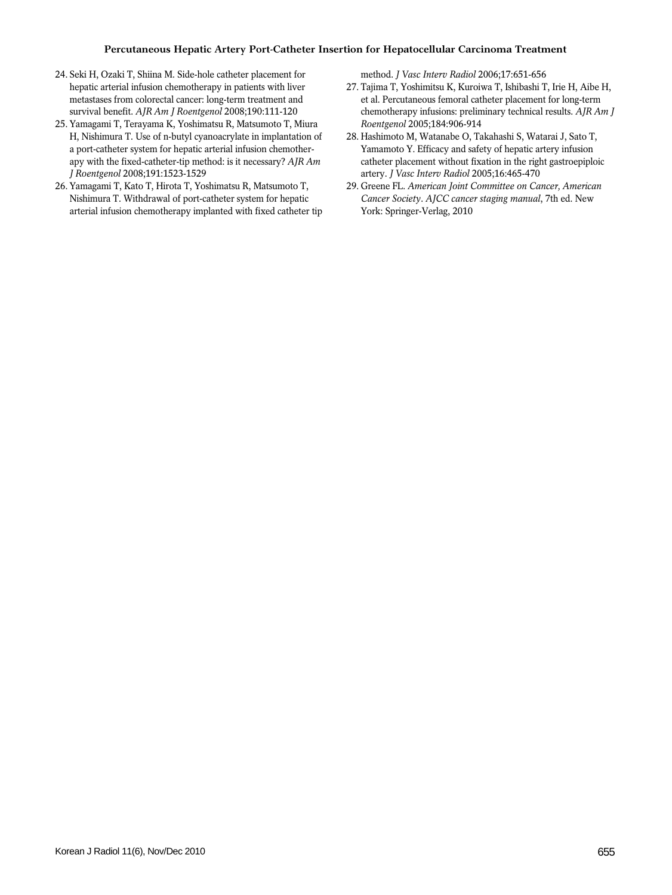24. Seki H, Ozaki T, Shiina M. Side-hole catheter placement for hepatic arterial infusion chemotherapy in patients with liver metastases from colorectal cancer: long-term treatment and survival benefit. *AJR Am J Roentgenol* 2008;190:111-120
25. Yamagami T, Terayama K, Yoshimatsu R, Matsumoto T, Miura H, Nishimura T. Use of n-butyl cyanoacrylate in implantation of a port-catheter system for hepatic arterial infusion chemotherapy with the fixed-catheter-tip method: is it necessary? *AJR Am J Roentgenol* 2008;191:1523-1529
26. Yamagami T, Kato T, Hirota T, Yoshimatsu R, Matsumoto T, Nishimura T. Withdrawal of port-catheter system for hepatic arterial infusion chemotherapy implanted with fixed catheter tip method. *J Vasc Interv Radiol* 2006;17:651-656
27. Tajima T, Yoshimitsu K, Kuroiwa T, Ishibashi T, Irie H, Aibe H, et al. Percutaneous femoral catheter placement for long-term chemotherapy infusions: preliminary technical results. *AJR Am J Roentgenol* 2005;184:906-914
28. Hashimoto M, Watanabe O, Takahashi S, Watarai J, Sato T, Yamamoto Y. Efficacy and safety of hepatic artery infusion catheter placement without fixation in the right gastroepiploic artery. *J Vasc Interv Radiol* 2005;16:465-470
29. Greene FL. *American Joint Committee on Cancer, American Cancer Society*. *AJCC cancer staging manual*, 7th ed. New York: Springer-Verlag, 2010